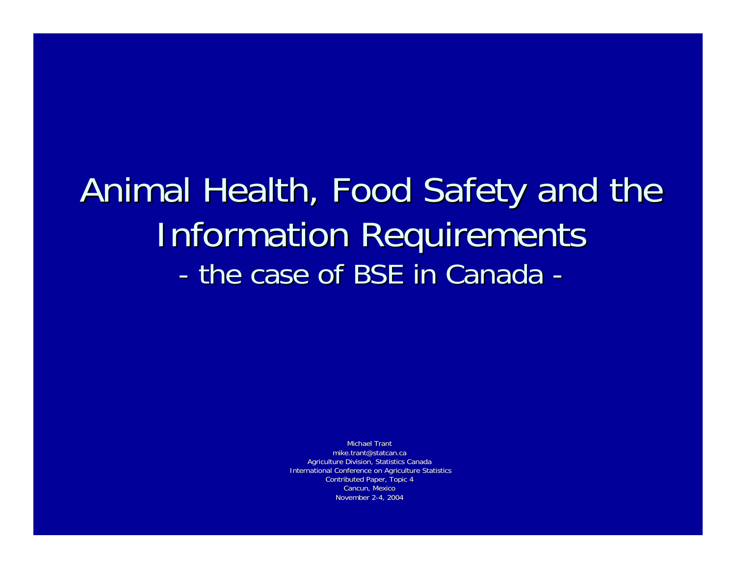# Animal Health, Food Safety and the Information Requirements

## - the case of BSE in Canada -

Michael Trant
mike.trant@statcan.ca
Agriculture Division, Statistics Canada
International Conference on Agriculture Statistics
Contributed Paper, Topic 4
Cancun, Mexico
November 2-4, 2004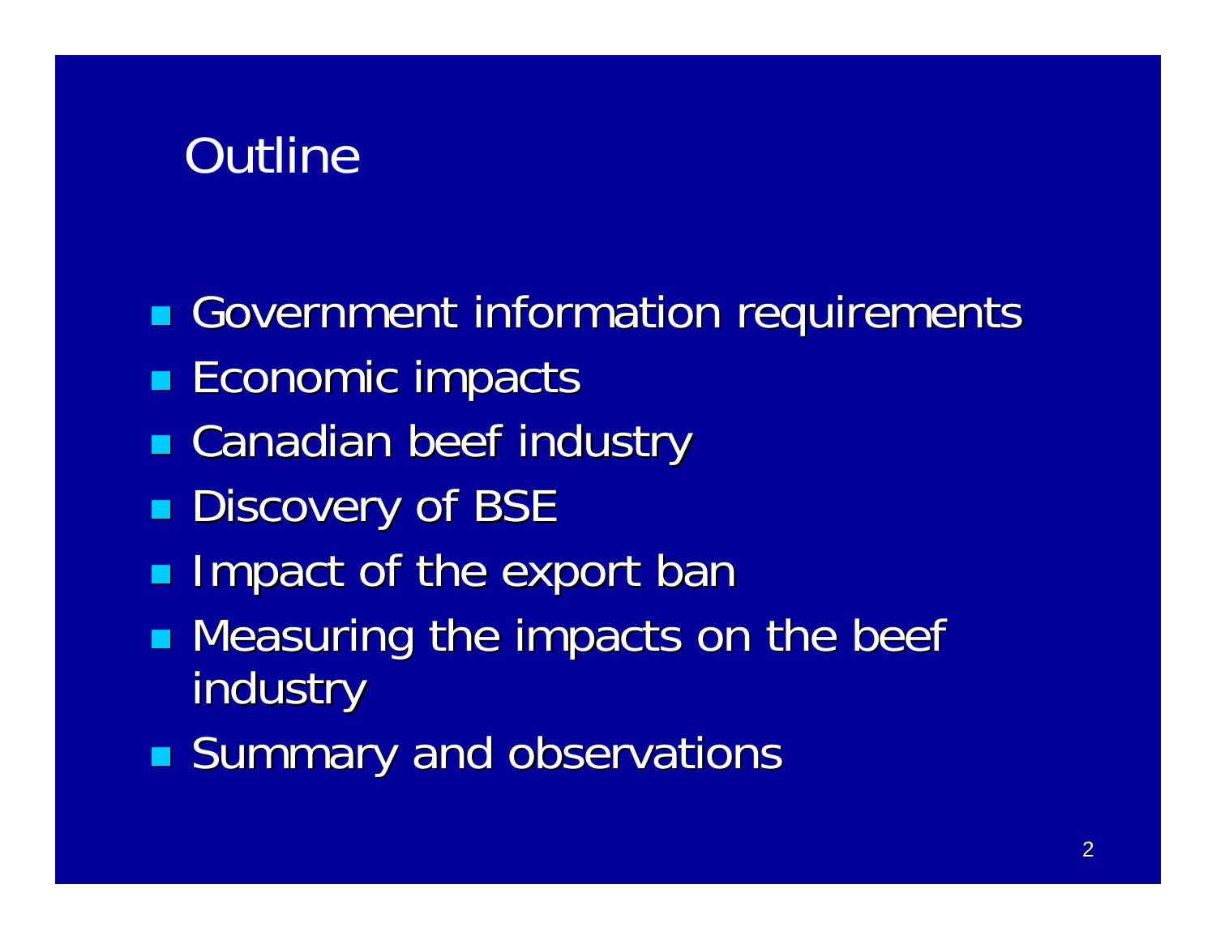# Outline

- Government information requirements
- Economic impacts
- Canadian beef industry
- Discovery of BSE
- Impact of the export ban
- Measuring the impacts on the beef industry
- Summary and observations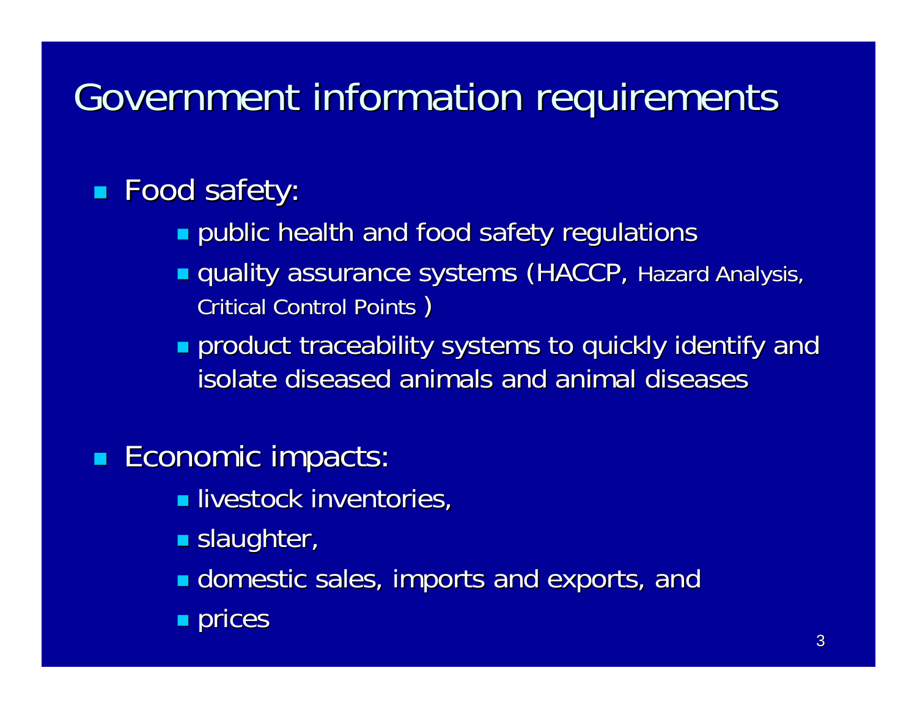# Government information requirements

- Food safety:
  - public health and food safety regulations
  - quality assurance systems (HACCP, Hazard Analysis, Critical Control Points )
  - product traceability systems to quickly identify and isolate diseased animals and animal diseases

- Economic impacts:
  - livestock inventories,
  - slaughter,
  - domestic sales, imports and exports, and
  - prices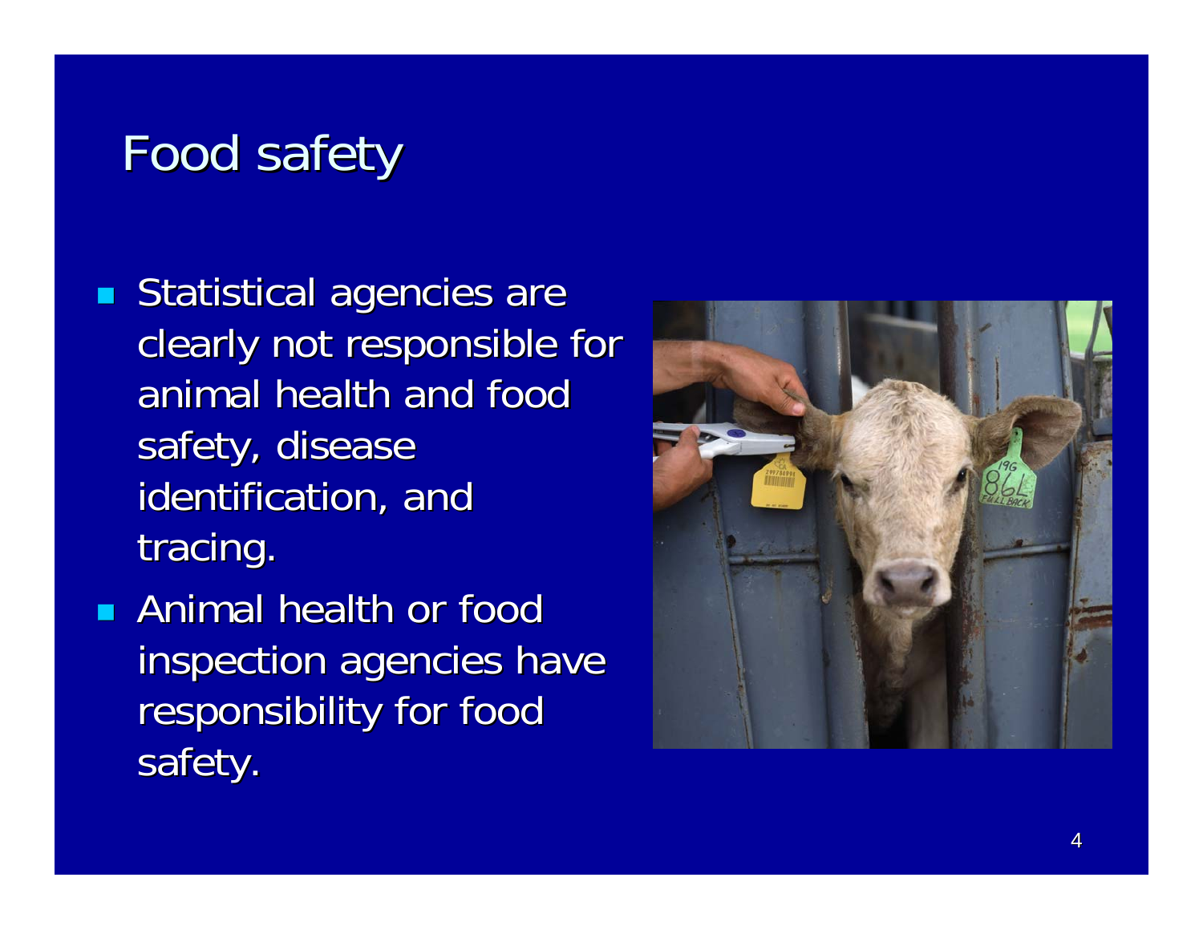# Food safety

- Statistical agencies are clearly not responsible for animal health and food safety, disease identification, and tracing.
- Animal health or food inspection agencies have responsibility for food safety.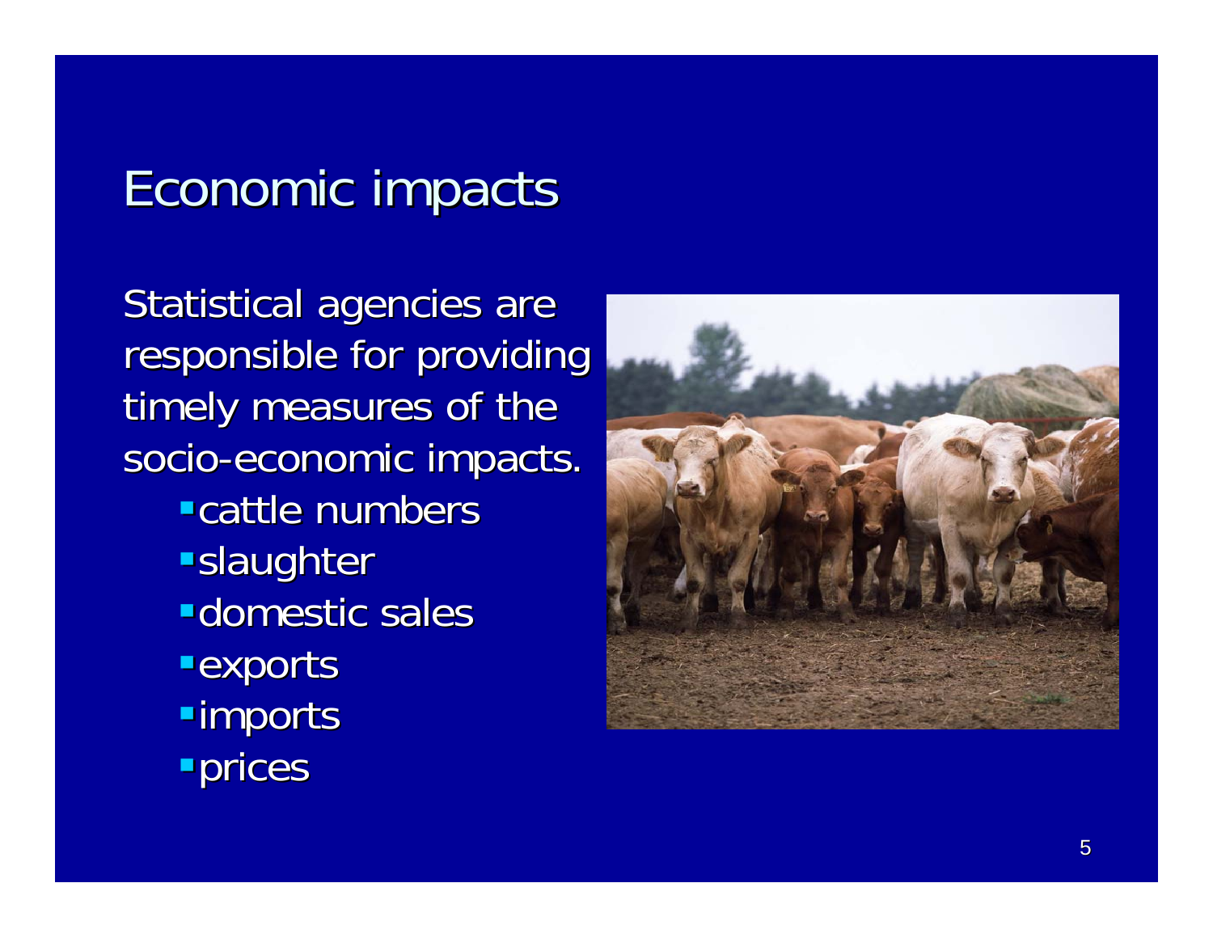# Economic impacts

Statistical agencies are responsible for providing timely measures of the socio-economic impacts.

- cattle numbers
- slaughter
- domestic sales
- exports
- imports
- prices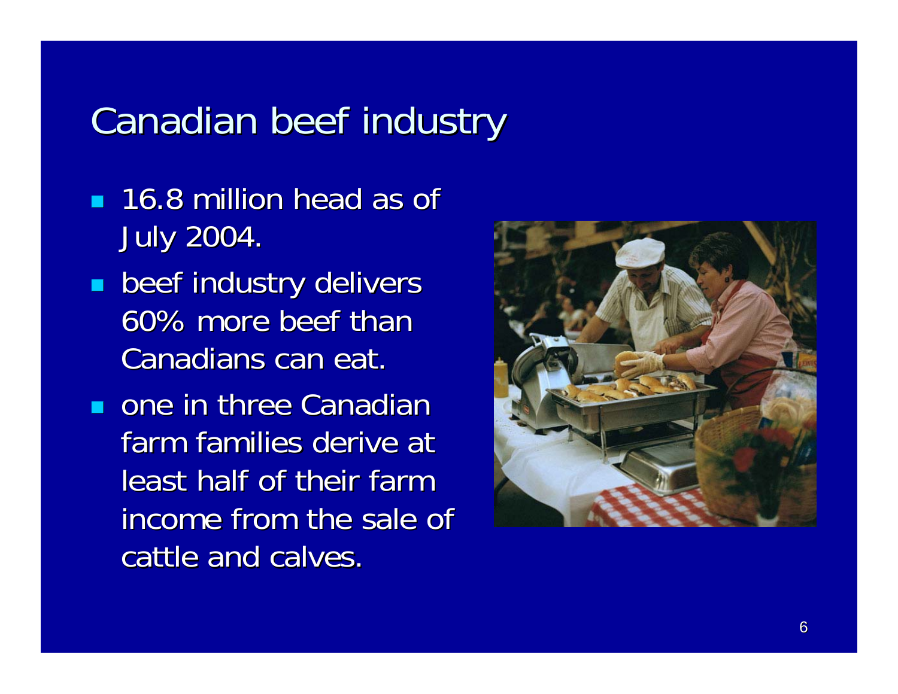# Canadian beef industry

- 16.8 million head as of July 2004.
- beef industry delivers 60% more beef than Canadians can eat.
- one in three Canadian farm families derive at least half of their farm income from the sale of cattle and calves.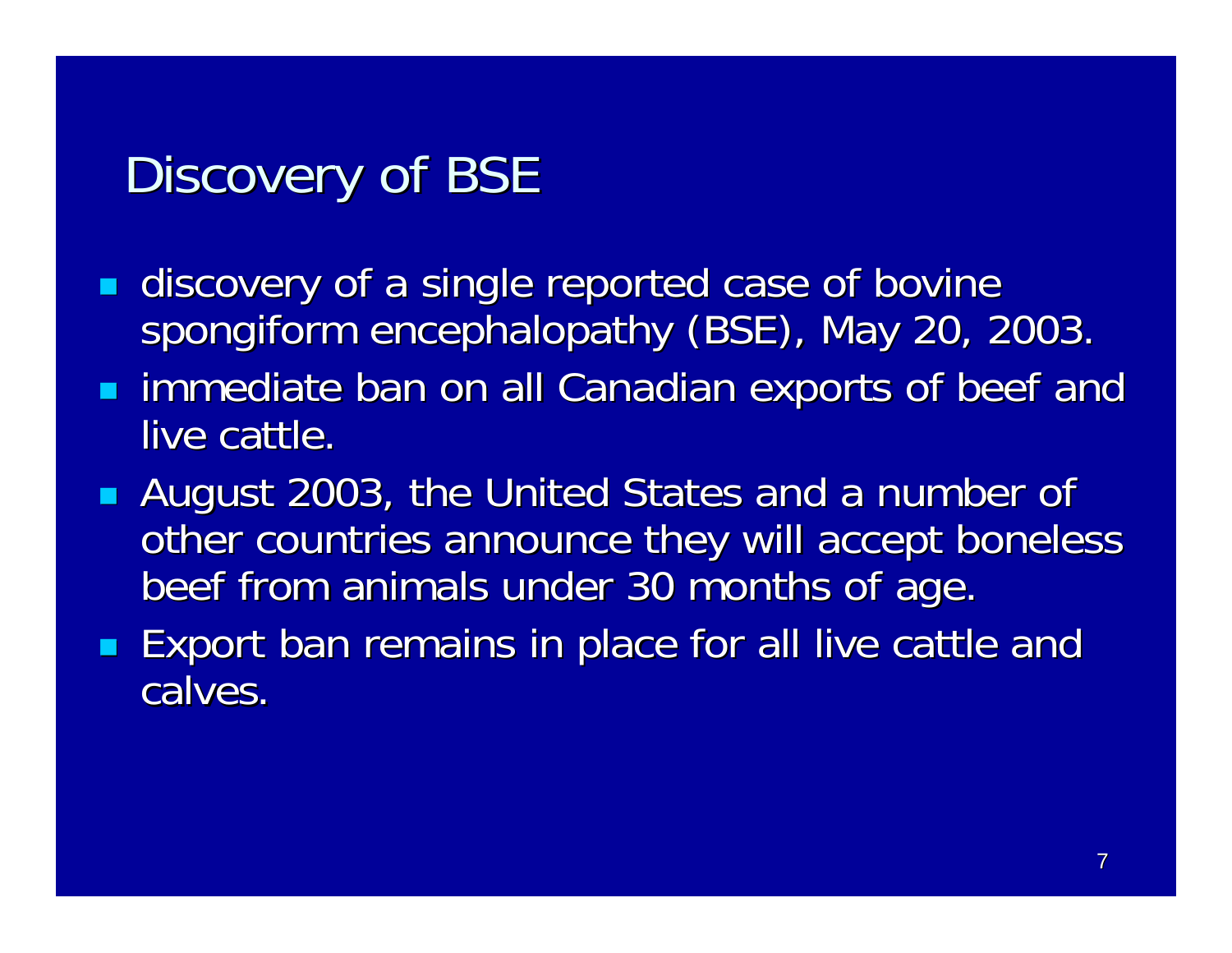# Discovery of BSE

- discovery of a single reported case of bovine spongiform encephalopathy (BSE), May 20, 2003.
- immediate ban on all Canadian exports of beef and live cattle.
- August 2003, the United States and a number of other countries announce they will accept boneless beef from animals under 30 months of age.
- Export ban remains in place for all live cattle and calves.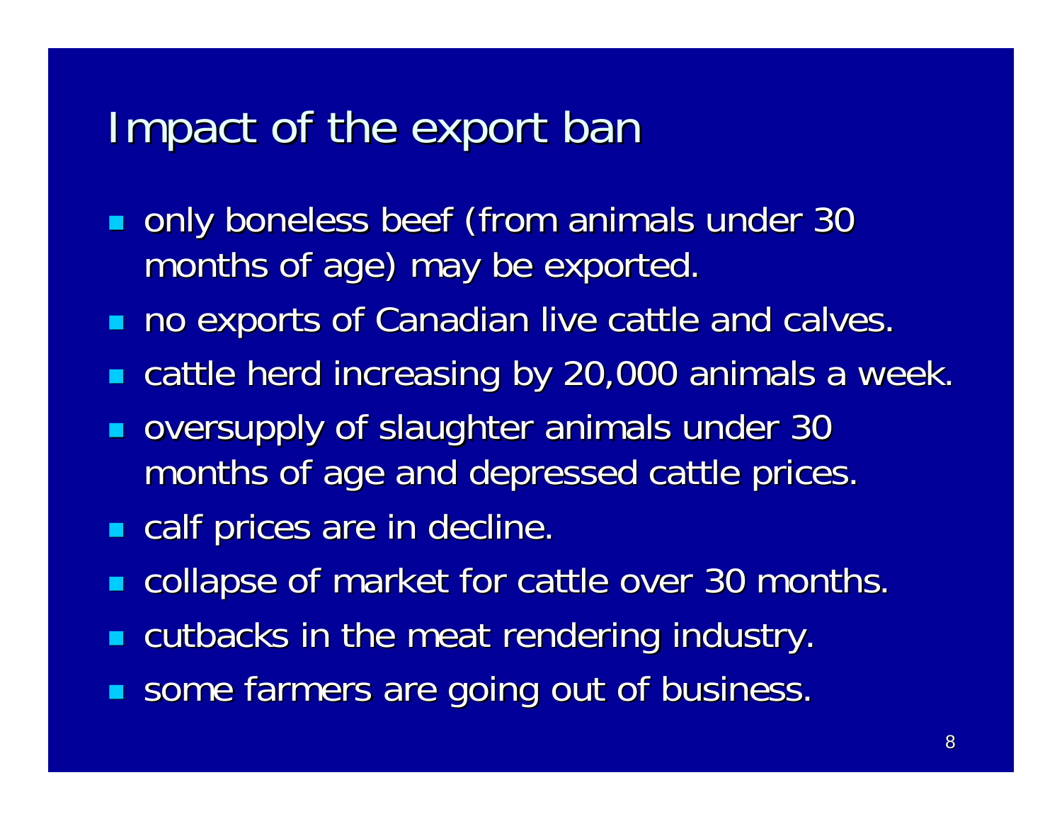# Impact of the export ban

- only boneless beef (from animals under 30 months of age) may be exported.
- no exports of Canadian live cattle and calves.
- cattle herd increasing by 20,000 animals a week.
- oversupply of slaughter animals under 30 months of age and depressed cattle prices.
- calf prices are in decline.
- collapse of market for cattle over 30 months.
- cutbacks in the meat rendering industry.
- some farmers are going out of business.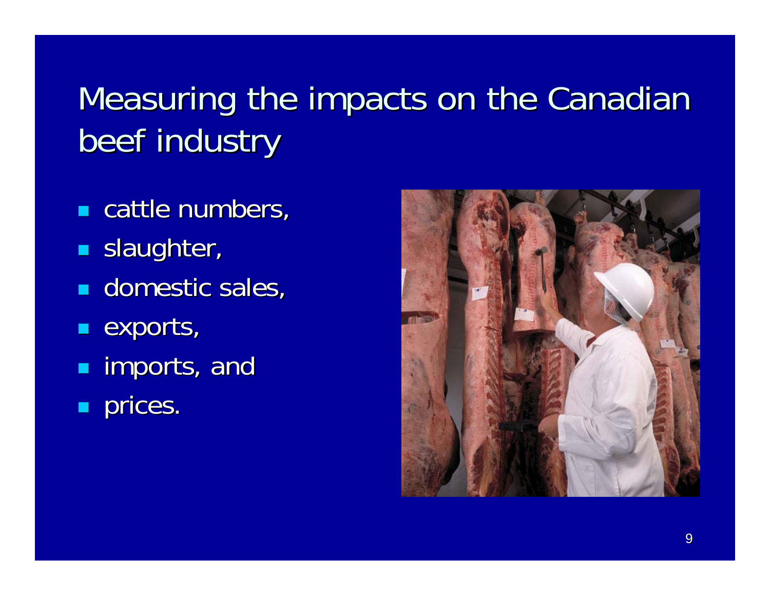# Measuring the impacts on the Canadian beef industry

- cattle numbers,
- slaughter,
- domestic sales,
- exports,
- imports, and
- prices.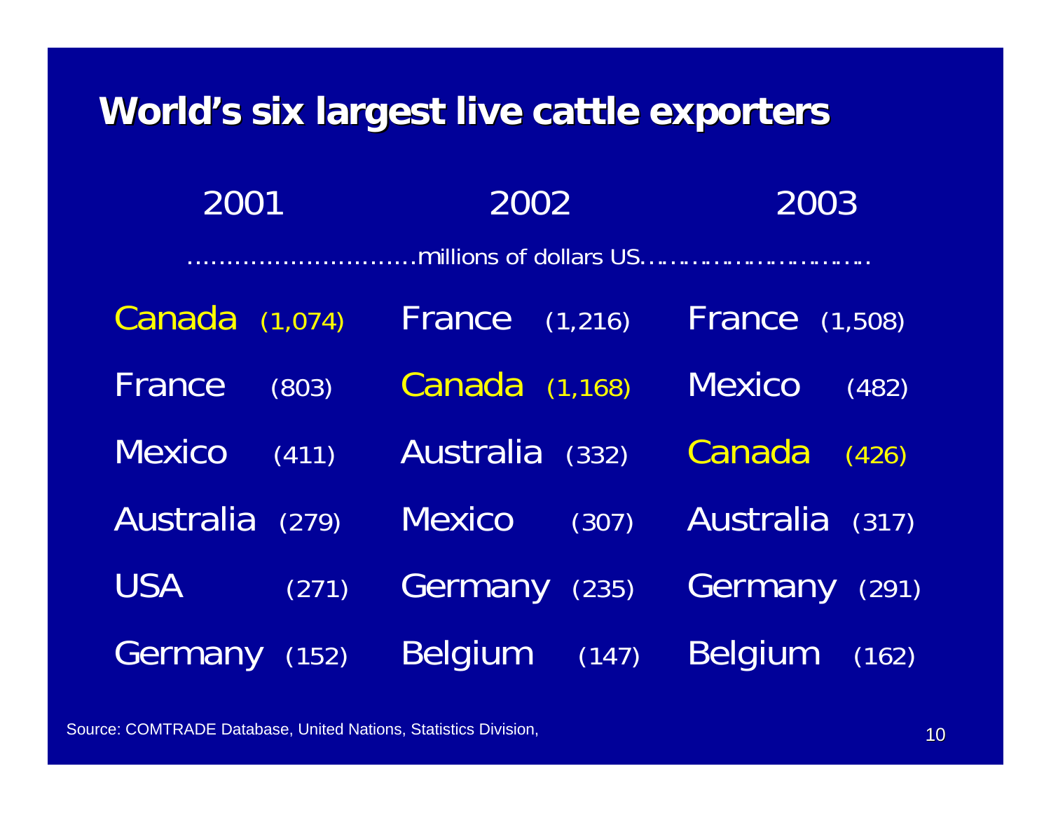# World's six largest live cattle exporters

| 2001 | 2002 | 2003 |
|---|---|---|
| …………millions of dollars US………… | | |
| Canada (1,074) | France (1,216) | France (1,508) |
| France (803) | Canada (1,168) | Mexico (482) |
| Mexico (411) | Australia (332) | Canada (426) |
| Australia (279) | Mexico (307) | Australia (317) |
| USA (271) | Germany (235) | Germany (291) |
| Germany (152) | Belgium (147) | Belgium (162) |

Source: COMTRADE Database, United Nations, Statistics Division,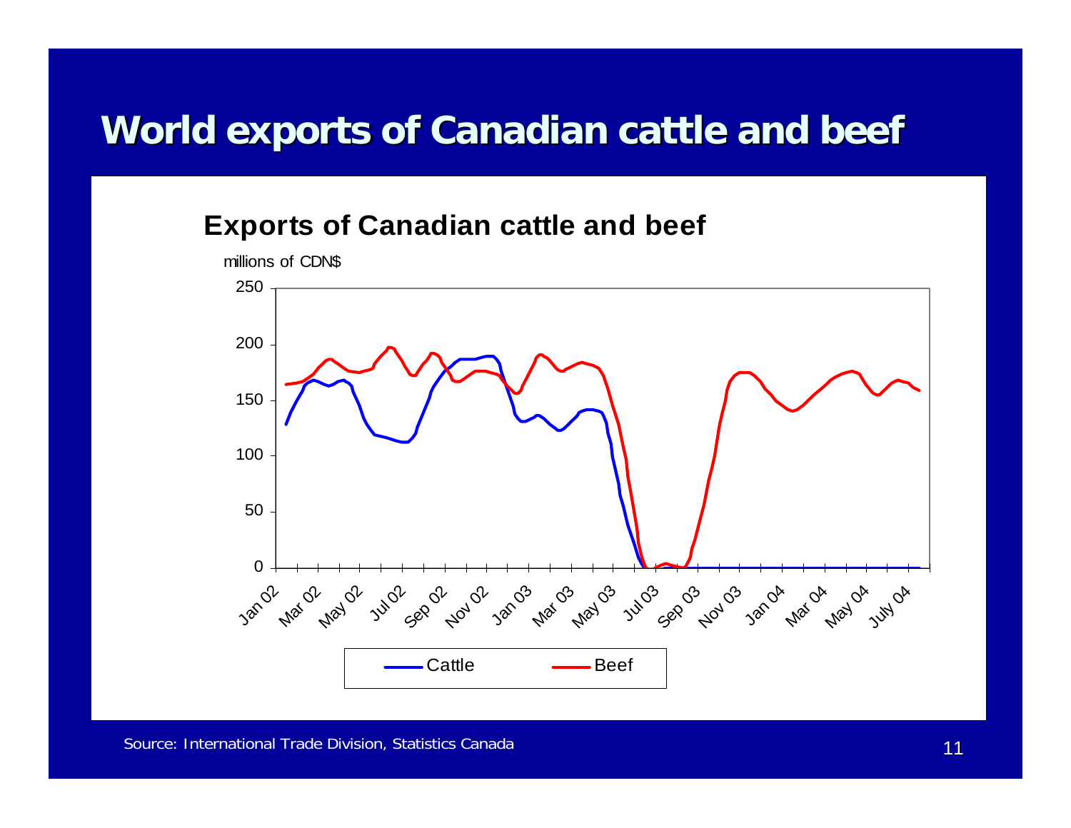# World exports of Canadian cattle and beef

**Exports of Canadian cattle and beef**

millions of CDN$

250
200
150
100
50
0

Jan 02, Mar 02, May 02, Jul 02, Sep 02, Nov 02, Jan 03, Mar 03, May 03, Jul 03, Sep 03, Nov 03, Jan 04, Mar 04, May 04, July 04

Cattle — Beef

Source: International Trade Division, Statistics Canada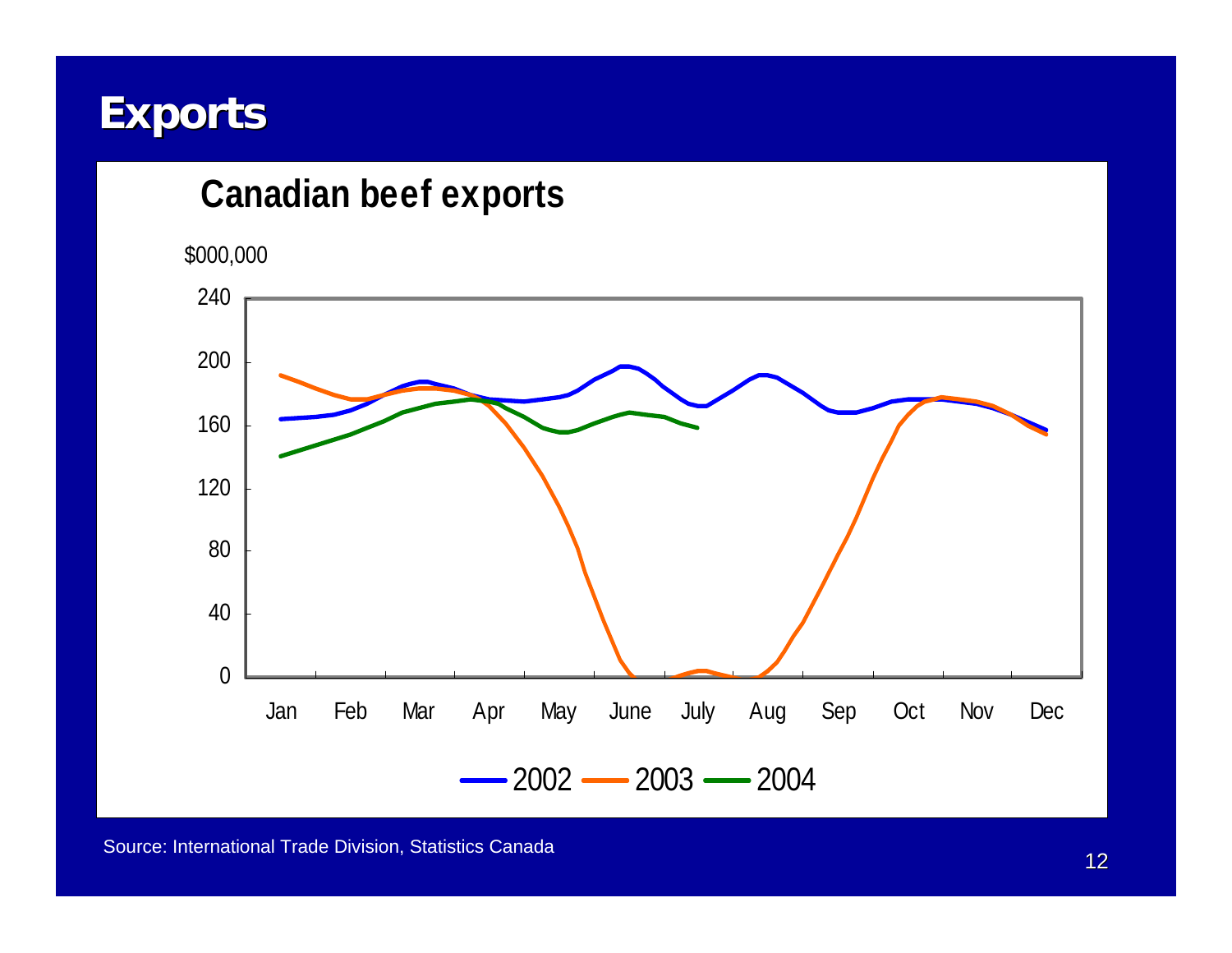# Exports

## Canadian beef exports

$000,000

| | Jan | Feb | Mar | Apr | May | June | July | Aug | Sep | Oct | Nov | Dec |
|---|---|---|---|---|---|---|---|---|---|---|---|---|

2002 — 2003 — 2004

Source: International Trade Division, Statistics Canada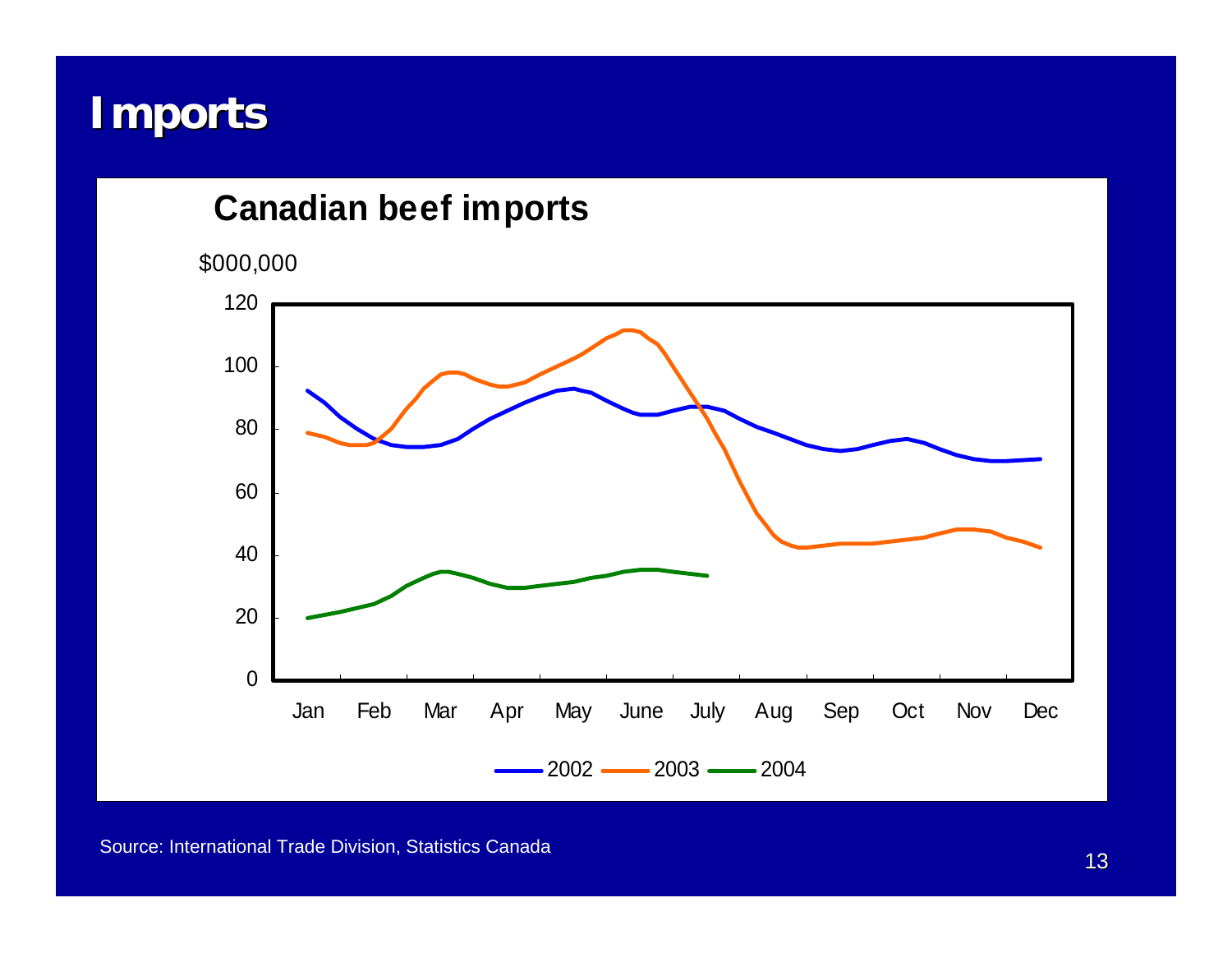# Imports

## Canadian beef imports

$000,000

Source: International Trade Division, Statistics Canada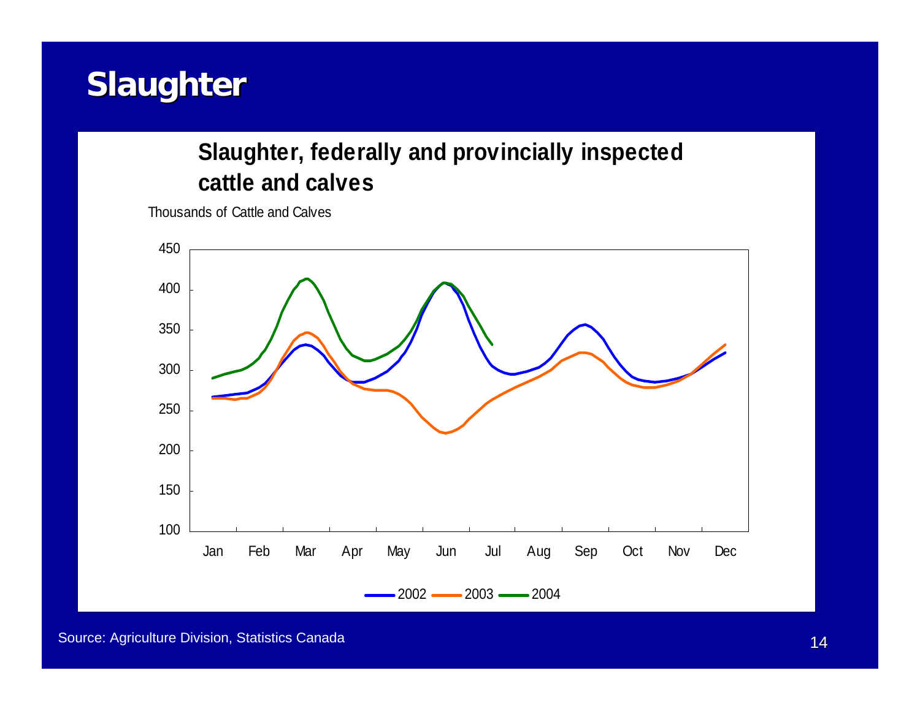# Slaughter

**Slaughter, federally and provincially inspected cattle and calves**

Thousands of Cattle and Calves

450
400
350
300
250
200
150
100

Jan Feb Mar Apr May Jun Jul Aug Sep Oct Nov Dec

2002 2003 2004

Source: Agriculture Division, Statistics Canada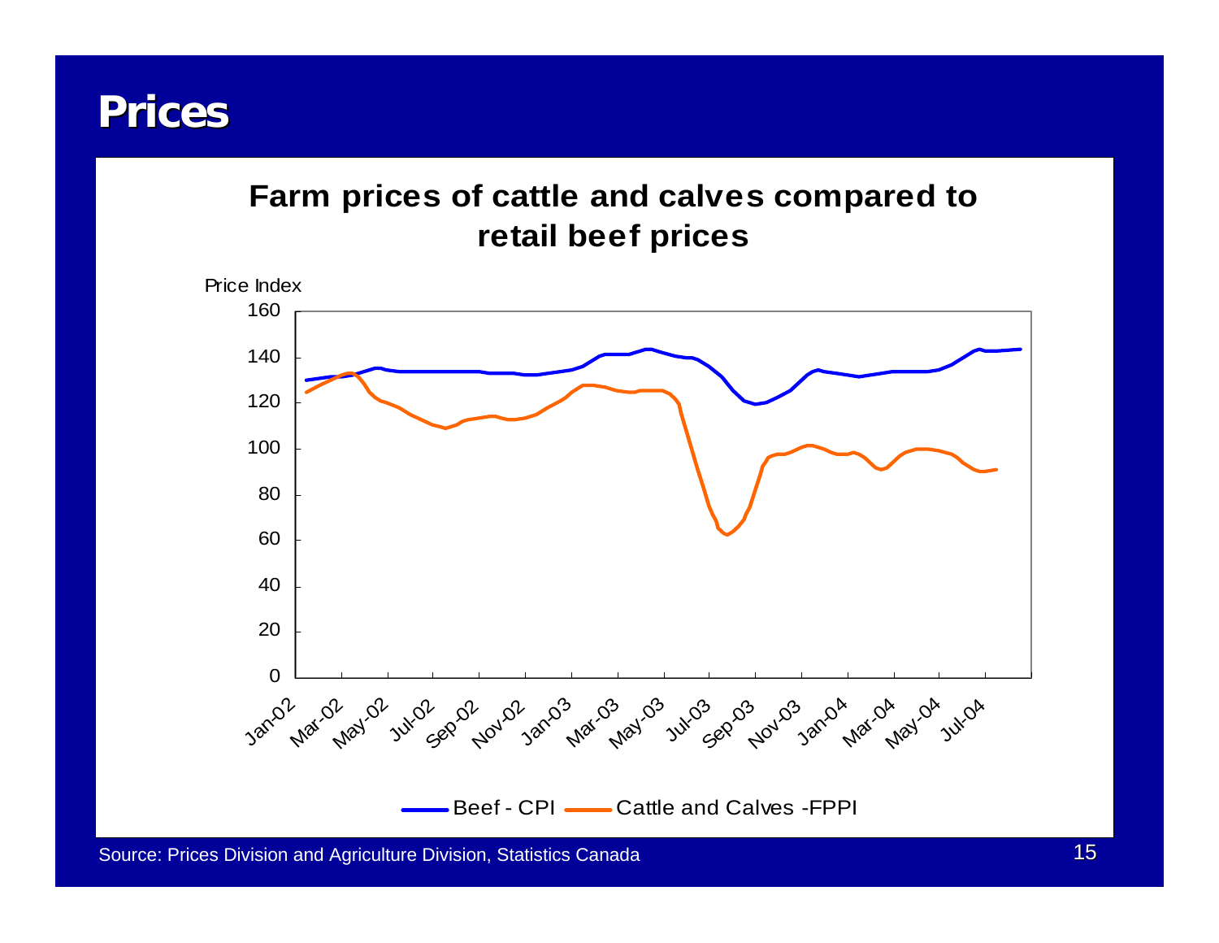# Prices

## Farm prices of cattle and calves compared to retail beef prices

Price Index

160
140
120
100
80
60
40
20
0

Jan-02 Mar-02 May-02 Jul-02 Sep-02 Nov-02 Jan-03 Mar-03 May-03 Jul-03 Sep-03 Nov-03 Jan-04 Mar-04 May-04 Jul-04

Beef - CPI — Cattle and Calves -FPPI

Source: Prices Division and Agriculture Division, Statistics Canada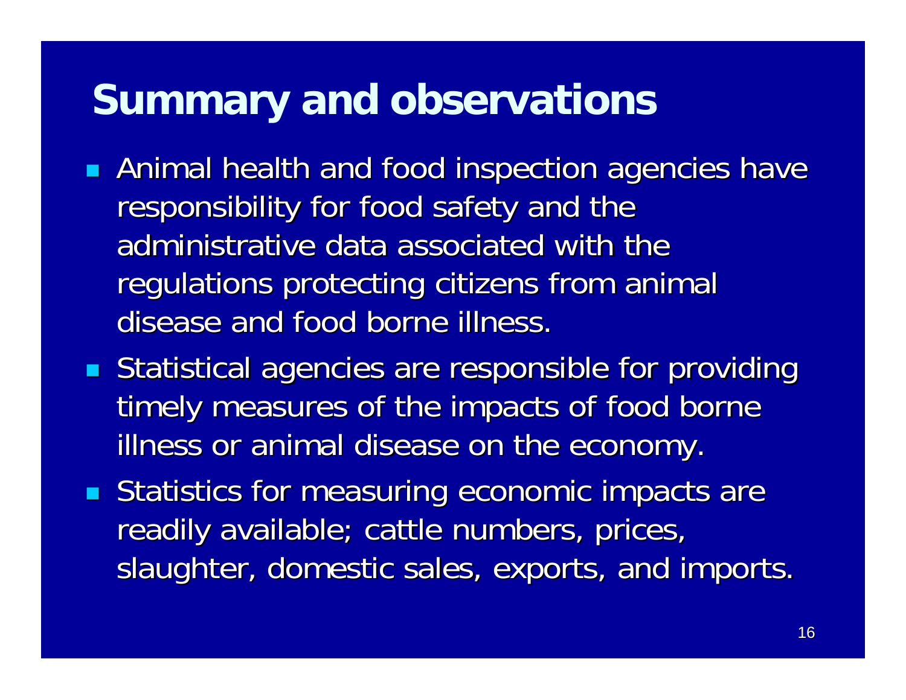# Summary and observations

- Animal health and food inspection agencies have responsibility for food safety and the administrative data associated with the regulations protecting citizens from animal disease and food borne illness.
- Statistical agencies are responsible for providing timely measures of the impacts of food borne illness or animal disease on the economy.
- Statistics for measuring economic impacts are readily available; cattle numbers, prices, slaughter, domestic sales, exports, and imports.